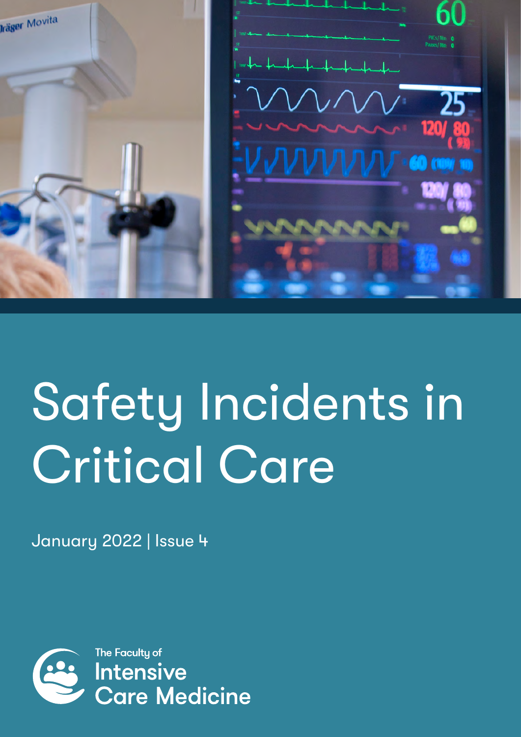# Safety Incidents in Critical Care

January 2022 | Issue 4

The Faculty of Intensive Care Medicine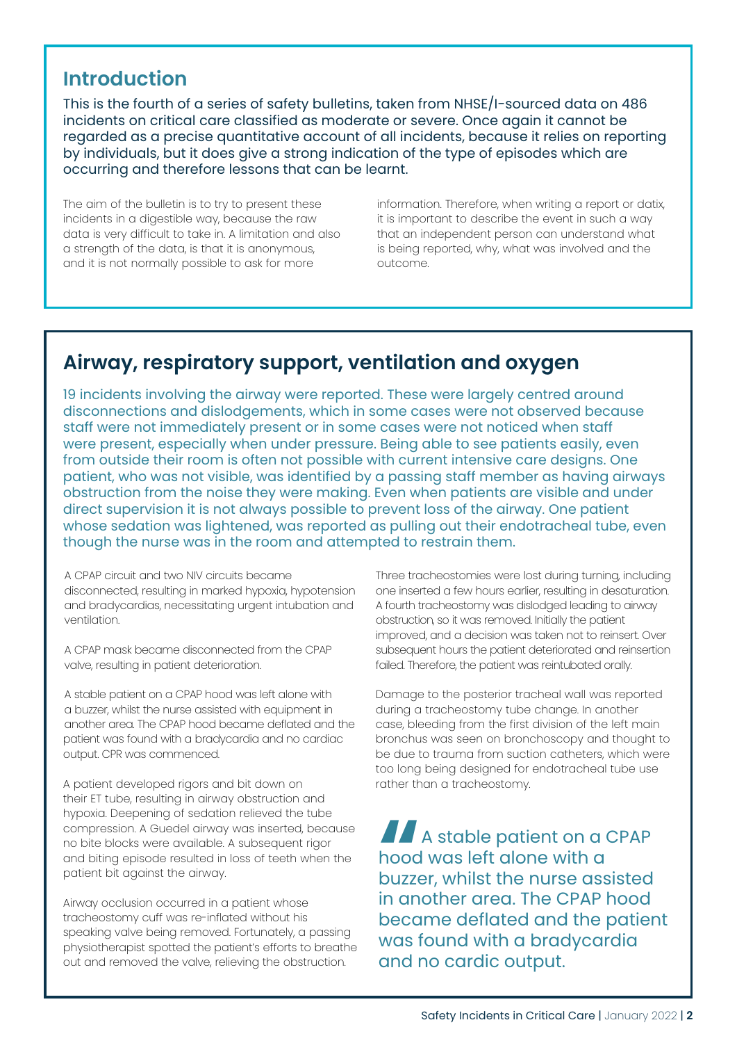## Introduction

This is the fourth of a series of safety bulletins, taken from NHSE/I-sourced data on 486 incidents on critical care classified as moderate or severe. Once again it cannot be regarded as a precise quantitative account of all incidents, because it relies on reporting by individuals, but it does give a strong indication of the type of episodes which are occurring and therefore lessons that can be learnt.

The aim of the bulletin is to try to present these incidents in a digestible way, because the raw data is very difficult to take in. A limitation and also a strength of the data, is that it is anonymous, and it is not normally possible to ask for more information. Therefore, when writing a report or datix, it is important to describe the event in such a way that an independent person can understand what is being reported, why, what was involved and the outcome.

## Airway, respiratory support, ventilation and oxygen

19 incidents involving the airway were reported. These were largely centred around disconnections and dislodgements, which in some cases were not observed because staff were not immediately present or in some cases were not noticed when staff were present, especially when under pressure. Being able to see patients easily, even from outside their room is often not possible with current intensive care designs. One patient, who was not visible, was identified by a passing staff member as having airways obstruction from the noise they were making. Even when patients are visible and under direct supervision it is not always possible to prevent loss of the airway. One patient whose sedation was lightened, was reported as pulling out their endotracheal tube, even though the nurse was in the room and attempted to restrain them.

A CPAP circuit and two NIV circuits became disconnected, resulting in marked hypoxia, hypotension and bradycardias, necessitating urgent intubation and ventilation.

A CPAP mask became disconnected from the CPAP valve, resulting in patient deterioration.

A stable patient on a CPAP hood was left alone with a buzzer, whilst the nurse assisted with equipment in another area. The CPAP hood became deflated and the patient was found with a bradycardia and no cardiac output. CPR was commenced.

A patient developed rigors and bit down on their ET tube, resulting in airway obstruction and hypoxia. Deepening of sedation relieved the tube compression. A Guedel airway was inserted, because no bite blocks were available. A subsequent rigor and biting episode resulted in loss of teeth when the patient bit against the airway.

Airway occlusion occurred in a patient whose tracheostomy cuff was re-inflated without his speaking valve being removed. Fortunately, a passing physiotherapist spotted the patient's efforts to breathe out and removed the valve, relieving the obstruction.

Three tracheostomies were lost during turning, including one inserted a few hours earlier, resulting in desaturation. A fourth tracheostomy was dislodged leading to airway obstruction, so it was removed. Initially the patient improved, and a decision was taken not to reinsert. Over subsequent hours the patient deteriorated and reinsertion failed. Therefore, the patient was reintubated orally.

Damage to the posterior tracheal wall was reported during a tracheostomy tube change. In another case, bleeding from the first division of the left main bronchus was seen on bronchoscopy and thought to be due to trauma from suction catheters, which were too long being designed for endotracheal tube use rather than a tracheostomy.

> A stable patient on a CPAP hood was left alone with a buzzer, whilst the nurse assisted in another area. The CPAP hood became deflated and the patient was found with a bradycardia and no cardic output.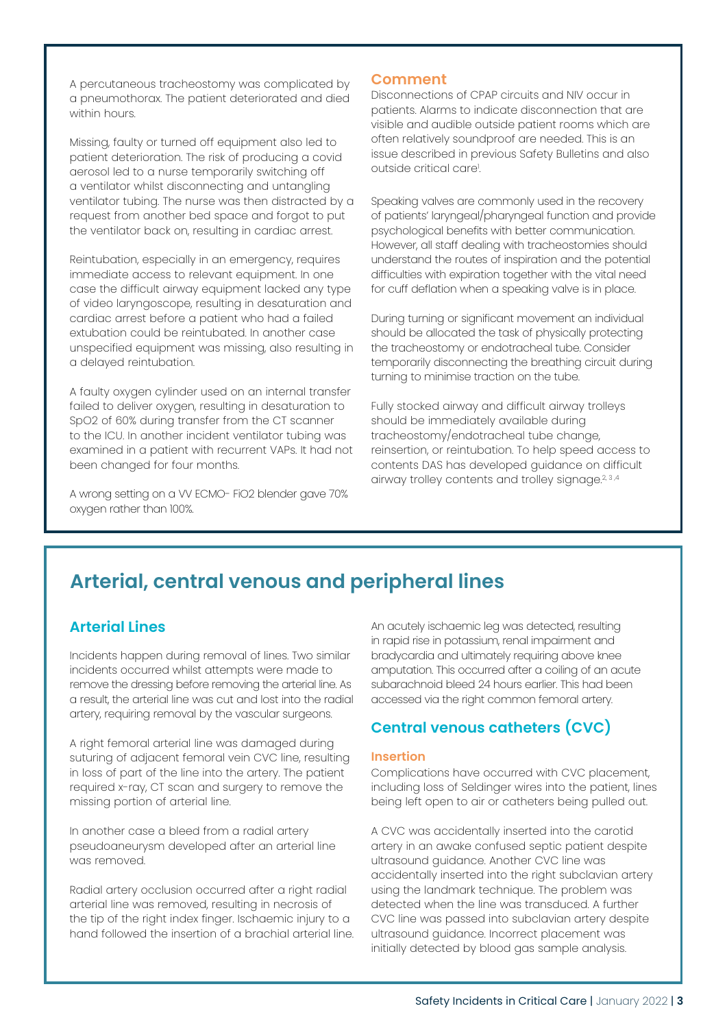A percutaneous tracheostomy was complicated by a pneumothorax. The patient deteriorated and died within hours.

Missing, faulty or turned off equipment also led to patient deterioration. The risk of producing a covid aerosol led to a nurse temporarily switching off a ventilator whilst disconnecting and untangling ventilator tubing. The nurse was then distracted by a request from another bed space and forgot to put the ventilator back on, resulting in cardiac arrest.

Reintubation, especially in an emergency, requires immediate access to relevant equipment. In one case the difficult airway equipment lacked any type of video laryngoscope, resulting in desaturation and cardiac arrest before a patient who had a failed extubation could be reintubated. In another case unspecified equipment was missing, also resulting in a delayed reintubation.

A faulty oxygen cylinder used on an internal transfer failed to deliver oxygen, resulting in desaturation to SpO2 of 60% during transfer from the CT scanner to the ICU. In another incident ventilator tubing was examined in a patient with recurrent VAPs. It had not been changed for four months.

A wrong setting on a VV ECMO- FiO2 blender gave 70% oxygen rather than 100%.

### Comment

Disconnections of CPAP circuits and NIV occur in patients. Alarms to indicate disconnection that are visible and audible outside patient rooms which are often relatively soundproof are needed. This is an issue described in previous Safety Bulletins and also outside critical care[1].

Speaking valves are commonly used in the recovery of patients' laryngeal/pharyngeal function and provide psychological benefits with better communication. However, all staff dealing with tracheostomies should understand the routes of inspiration and the potential difficulties with expiration together with the vital need for cuff deflation when a speaking valve is in place.

During turning or significant movement an individual should be allocated the task of physically protecting the tracheostomy or endotracheal tube. Consider temporarily disconnecting the breathing circuit during turning to minimise traction on the tube.

Fully stocked airway and difficult airway trolleys should be immediately available during tracheostomy/endotracheal tube change, reinsertion, or reintubation. To help speed access to contents DAS has developed guidance on difficult airway trolley contents and trolley signage.[2,3,4]

## Arterial, central venous and peripheral lines

### Arterial Lines

Incidents happen during removal of lines. Two similar incidents occurred whilst attempts were made to remove the dressing before removing the arterial line. As a result, the arterial line was cut and lost into the radial artery, requiring removal by the vascular surgeons.

A right femoral arterial line was damaged during suturing of adjacent femoral vein CVC line, resulting in loss of part of the line into the artery. The patient required x-ray, CT scan and surgery to remove the missing portion of arterial line.

In another case a bleed from a radial artery pseudoaneurysm developed after an arterial line was removed.

Radial artery occlusion occurred after a right radial arterial line was removed, resulting in necrosis of the tip of the right index finger. Ischaemic injury to a hand followed the insertion of a brachial arterial line.

An acutely ischaemic leg was detected, resulting in rapid rise in potassium, renal impairment and bradycardia and ultimately requiring above knee amputation. This occurred after a coiling of an acute subarachnoid bleed 24 hours earlier. This had been accessed via the right common femoral artery.

### Central venous catheters (CVC)

#### Insertion

Complications have occurred with CVC placement, including loss of Seldinger wires into the patient, lines being left open to air or catheters being pulled out.

A CVC was accidentally inserted into the carotid artery in an awake confused septic patient despite ultrasound guidance. Another CVC line was accidentally inserted into the right subclavian artery using the landmark technique. The problem was detected when the line was transduced. A further CVC line was passed into subclavian artery despite ultrasound guidance. Incorrect placement was initially detected by blood gas sample analysis.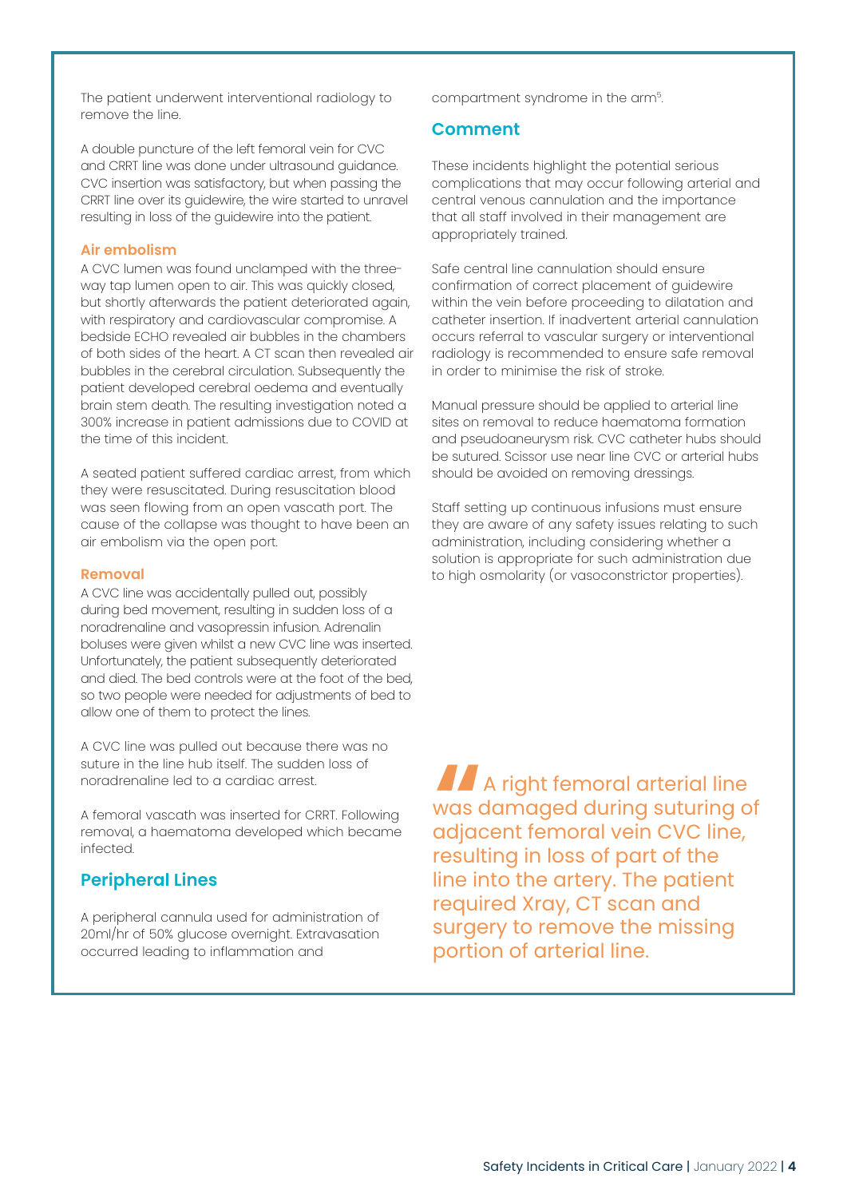The patient underwent interventional radiology to remove the line.

A double puncture of the left femoral vein for CVC and CRRT line was done under ultrasound guidance. CVC insertion was satisfactory, but when passing the CRRT line over its guidewire, the wire started to unravel resulting in loss of the guidewire into the patient.

### Air embolism

A CVC lumen was found unclamped with the three-way tap lumen open to air. This was quickly closed, but shortly afterwards the patient deteriorated again, with respiratory and cardiovascular compromise. A bedside ECHO revealed air bubbles in the chambers of both sides of the heart. A CT scan then revealed air bubbles in the cerebral circulation. Subsequently the patient developed cerebral oedema and eventually brain stem death. The resulting investigation noted a 300% increase in patient admissions due to COVID at the time of this incident.

A seated patient suffered cardiac arrest, from which they were resuscitated. During resuscitation blood was seen flowing from an open vascath port. The cause of the collapse was thought to have been an air embolism via the open port.

### Removal

A CVC line was accidentally pulled out, possibly during bed movement, resulting in sudden loss of a noradrenaline and vasopressin infusion. Adrenalin boluses were given whilst a new CVC line was inserted. Unfortunately, the patient subsequently deteriorated and died. The bed controls were at the foot of the bed, so two people were needed for adjustments of bed to allow one of them to protect the lines.

A CVC line was pulled out because there was no suture in the line hub itself. The sudden loss of noradrenaline led to a cardiac arrest.

A femoral vascath was inserted for CRRT. Following removal, a haematoma developed which became infected.

## Peripheral Lines

A peripheral cannula used for administration of 20ml/hr of 50% glucose overnight. Extravasation occurred leading to inflammation and compartment syndrome in the arm[5].

## Comment

These incidents highlight the potential serious complications that may occur following arterial and central venous cannulation and the importance that all staff involved in their management are appropriately trained.

Safe central line cannulation should ensure confirmation of correct placement of guidewire within the vein before proceeding to dilatation and catheter insertion. If inadvertent arterial cannulation occurs referral to vascular surgery or interventional radiology is recommended to ensure safe removal in order to minimise the risk of stroke.

Manual pressure should be applied to arterial line sites on removal to reduce haematoma formation and pseudoaneurysm risk. CVC catheter hubs should be sutured. Scissor use near line CVC or arterial hubs should be avoided on removing dressings.

Staff setting up continuous infusions must ensure they are aware of any safety issues relating to such administration, including considering whether a solution is appropriate for such administration due to high osmolarity (or vasoconstrictor properties).

> A right femoral arterial line was damaged during suturing of adjacent femoral vein CVC line, resulting in loss of part of the line into the artery. The patient required Xray, CT scan and surgery to remove the missing portion of arterial line.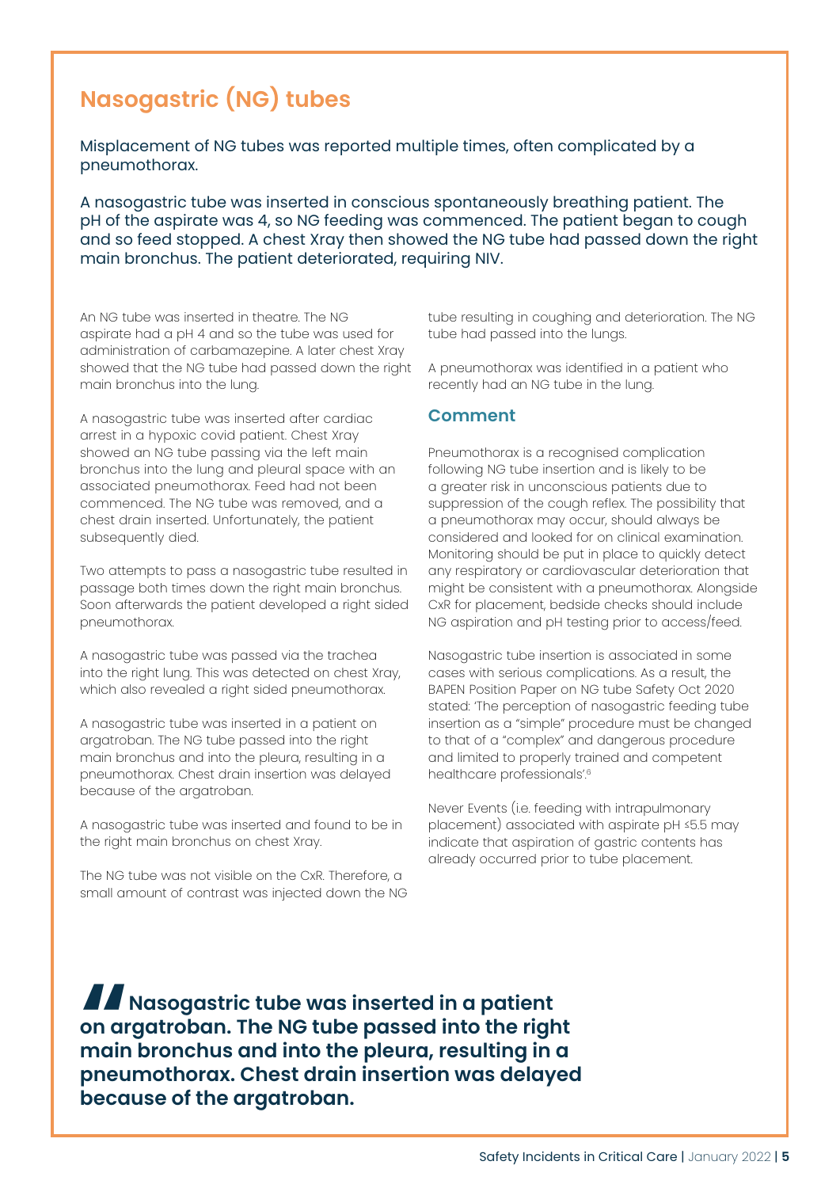## Nasogastric (NG) tubes

Misplacement of NG tubes was reported multiple times, often complicated by a pneumothorax.

A nasogastric tube was inserted in conscious spontaneously breathing patient. The pH of the aspirate was 4, so NG feeding was commenced. The patient began to cough and so feed stopped. A chest Xray then showed the NG tube had passed down the right main bronchus. The patient deteriorated, requiring NIV.

An NG tube was inserted in theatre. The NG aspirate had a pH 4 and so the tube was used for administration of carbamazepine. A later chest Xray showed that the NG tube had passed down the right main bronchus into the lung.

A nasogastric tube was inserted after cardiac arrest in a hypoxic covid patient. Chest Xray showed an NG tube passing via the left main bronchus into the lung and pleural space with an associated pneumothorax. Feed had not been commenced. The NG tube was removed, and a chest drain inserted. Unfortunately, the patient subsequently died.

Two attempts to pass a nasogastric tube resulted in passage both times down the right main bronchus. Soon afterwards the patient developed a right sided pneumothorax.

A nasogastric tube was passed via the trachea into the right lung. This was detected on chest Xray, which also revealed a right sided pneumothorax.

A nasogastric tube was inserted in a patient on argatroban. The NG tube passed into the right main bronchus and into the pleura, resulting in a pneumothorax. Chest drain insertion was delayed because of the argatroban.

A nasogastric tube was inserted and found to be in the right main bronchus on chest Xray.

The NG tube was not visible on the CxR. Therefore, a small amount of contrast was injected down the NG tube resulting in coughing and deterioration. The NG tube had passed into the lungs.

A pneumothorax was identified in a patient who recently had an NG tube in the lung.

### Comment

Pneumothorax is a recognised complication following NG tube insertion and is likely to be a greater risk in unconscious patients due to suppression of the cough reflex. The possibility that a pneumothorax may occur, should always be considered and looked for on clinical examination. Monitoring should be put in place to quickly detect any respiratory or cardiovascular deterioration that might be consistent with a pneumothorax. Alongside CxR for placement, bedside checks should include NG aspiration and pH testing prior to access/feed.

Nasogastric tube insertion is associated in some cases with serious complications. As a result, the BAPEN Position Paper on NG tube Safety Oct 2020 stated: 'The perception of nasogastric feeding tube insertion as a "simple" procedure must be changed to that of a "complex" and dangerous procedure and limited to properly trained and competent healthcare professionals'.[6]

Never Events (i.e. feeding with intrapulmonary placement) associated with aspirate pH ≤5.5 may indicate that aspiration of gastric contents has already occurred prior to tube placement.

> **Nasogastric tube was inserted in a patient on argatroban. The NG tube passed into the right main bronchus and into the pleura, resulting in a pneumothorax. Chest drain insertion was delayed because of the argatroban.**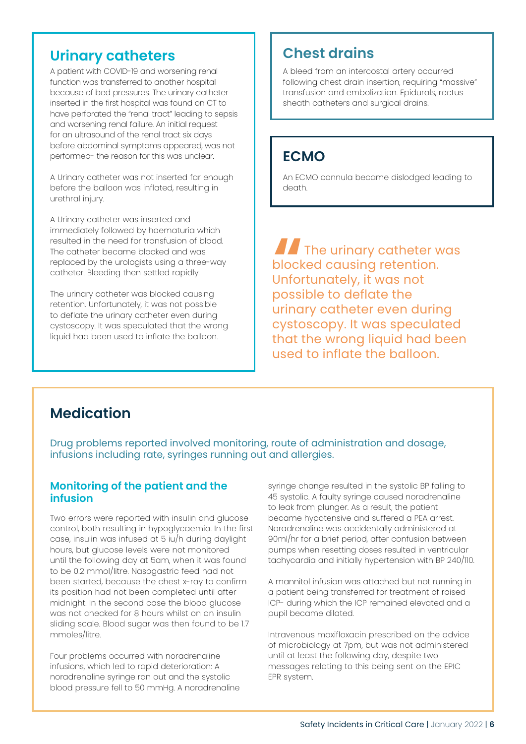## Urinary catheters

A patient with COVID-19 and worsening renal function was transferred to another hospital because of bed pressures. The urinary catheter inserted in the first hospital was found on CT to have perforated the "renal tract" leading to sepsis and worsening renal failure. An initial request for an ultrasound of the renal tract six days before abdominal symptoms appeared, was not performed- the reason for this was unclear.

A Urinary catheter was not inserted far enough before the balloon was inflated, resulting in urethral injury.

A Urinary catheter was inserted and immediately followed by haematuria which resulted in the need for transfusion of blood. The catheter became blocked and was replaced by the urologists using a three-way catheter. Bleeding then settled rapidly.

The urinary catheter was blocked causing retention. Unfortunately, it was not possible to deflate the urinary catheter even during cystoscopy. It was speculated that the wrong liquid had been used to inflate the balloon.

## Chest drains

A bleed from an intercostal artery occurred following chest drain insertion, requiring "massive" transfusion and embolization. Epidurals, rectus sheath catheters and surgical drains.

## ECMO

An ECMO cannula became dislodged leading to death.

> The urinary catheter was blocked causing retention. Unfortunately, it was not possible to deflate the urinary catheter even during cystoscopy. It was speculated that the wrong liquid had been used to inflate the balloon.

## Medication

Drug problems reported involved monitoring, route of administration and dosage, infusions including rate, syringes running out and allergies.

### Monitoring of the patient and the infusion

Two errors were reported with insulin and glucose control, both resulting in hypoglycaemia. In the first case, insulin was infused at 5 iu/h during daylight hours, but glucose levels were not monitored until the following day at 5am, when it was found to be 0.2 mmol/litre. Nasogastric feed had not been started, because the chest x-ray to confirm its position had not been completed until after midnight. In the second case the blood glucose was not checked for 8 hours whilst on an insulin sliding scale. Blood sugar was then found to be 1.7 mmoles/litre.

Four problems occurred with noradrenaline infusions, which led to rapid deterioration: A noradrenaline syringe ran out and the systolic blood pressure fell to 50 mmHg. A noradrenaline syringe change resulted in the systolic BP falling to 45 systolic. A faulty syringe caused noradrenaline to leak from plunger. As a result, the patient became hypotensive and suffered a PEA arrest. Noradrenaline was accidentally administered at 90ml/hr for a brief period, after confusion between pumps when resetting doses resulted in ventricular tachycardia and initially hypertension with BP 240/110.

A mannitol infusion was attached but not running in a patient being transferred for treatment of raised ICP- during which the ICP remained elevated and a pupil became dilated.

Intravenous moxifloxacin prescribed on the advice of microbiology at 7pm, but was not administered until at least the following day, despite two messages relating to this being sent on the EPIC EPR system.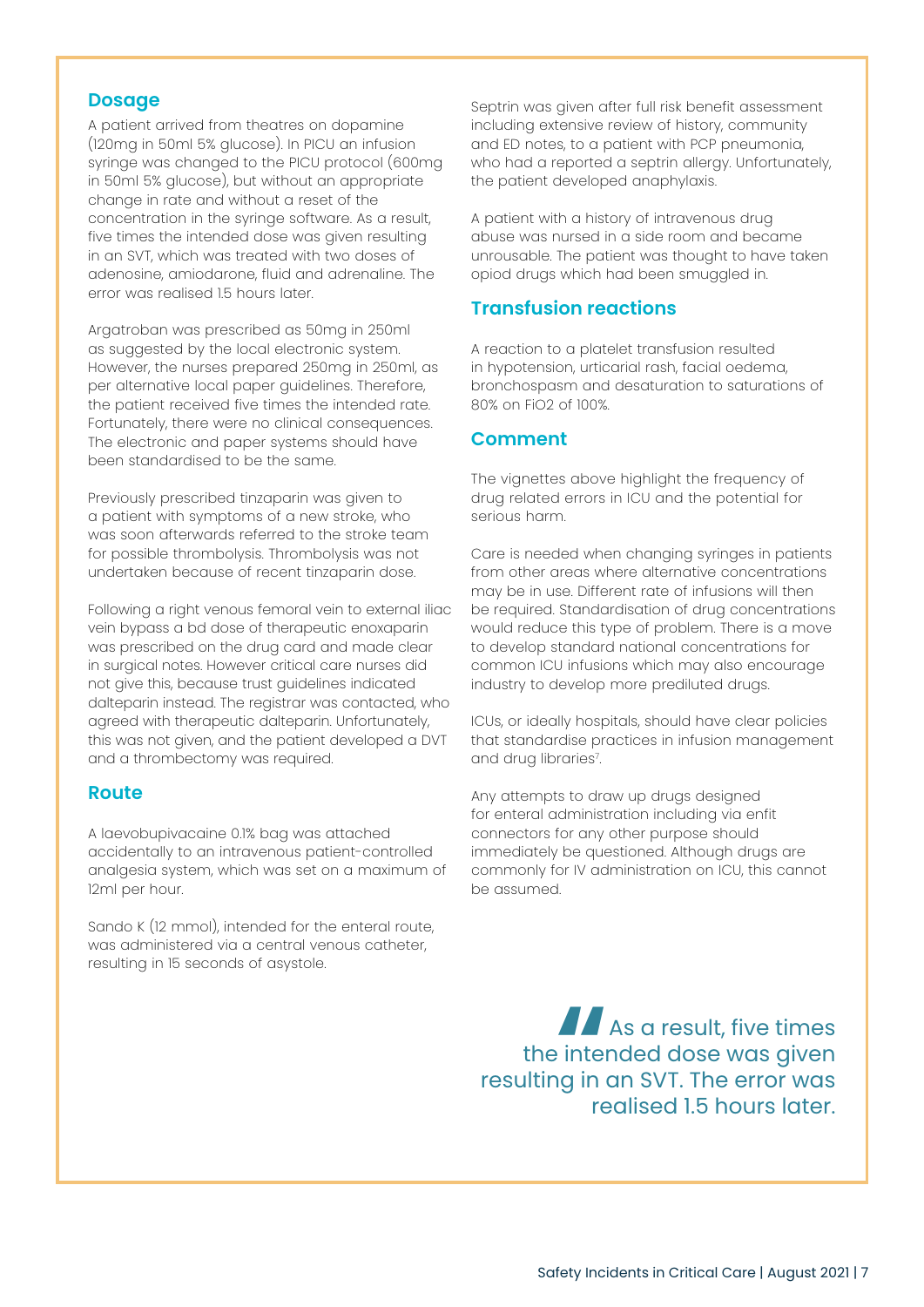## Dosage

A patient arrived from theatres on dopamine (120mg in 50ml 5% glucose). In PICU an infusion syringe was changed to the PICU protocol (600mg in 50ml 5% glucose), but without an appropriate change in rate and without a reset of the concentration in the syringe software. As a result, five times the intended dose was given resulting in an SVT, which was treated with two doses of adenosine, amiodarone, fluid and adrenaline. The error was realised 1.5 hours later.

Argatroban was prescribed as 50mg in 250ml as suggested by the local electronic system. However, the nurses prepared 250mg in 250ml, as per alternative local paper guidelines. Therefore, the patient received five times the intended rate. Fortunately, there were no clinical consequences. The electronic and paper systems should have been standardised to be the same.

Previously prescribed tinzaparin was given to a patient with symptoms of a new stroke, who was soon afterwards referred to the stroke team for possible thrombolysis. Thrombolysis was not undertaken because of recent tinzaparin dose.

Following a right venous femoral vein to external iliac vein bypass a bd dose of therapeutic enoxaparin was prescribed on the drug card and made clear in surgical notes. However critical care nurses did not give this, because trust guidelines indicated dalteparin instead. The registrar was contacted, who agreed with therapeutic dalteparin. Unfortunately, this was not given, and the patient developed a DVT and a thrombectomy was required.

## Route

A laevobupivacaine 0.1% bag was attached accidentally to an intravenous patient-controlled analgesia system, which was set on a maximum of 12ml per hour.

Sando K (12 mmol), intended for the enteral route, was administered via a central venous catheter, resulting in 15 seconds of asystole.

Septrin was given after full risk benefit assessment including extensive review of history, community and ED notes, to a patient with PCP pneumonia, who had a reported a septrin allergy. Unfortunately, the patient developed anaphylaxis.

A patient with a history of intravenous drug abuse was nursed in a side room and became unrousable. The patient was thought to have taken opiod drugs which had been smuggled in.

## Transfusion reactions

A reaction to a platelet transfusion resulted in hypotension, urticarial rash, facial oedema, bronchospasm and desaturation to saturations of 80% on FiO2 of 100%.

## Comment

The vignettes above highlight the frequency of drug related errors in ICU and the potential for serious harm.

Care is needed when changing syringes in patients from other areas where alternative concentrations may be in use. Different rate of infusions will then be required. Standardisation of drug concentrations would reduce this type of problem. There is a move to develop standard national concentrations for common ICU infusions which may also encourage industry to develop more prediluted drugs.

ICUs, or ideally hospitals, should have clear policies that standardise practices in infusion management and drug libraries[7].

Any attempts to draw up drugs designed for enteral administration including via enfit connectors for any other purpose should immediately be questioned. Although drugs are commonly for IV administration on ICU, this cannot be assumed.

> As a result, five times the intended dose was given resulting in an SVT. The error was realised 1.5 hours later.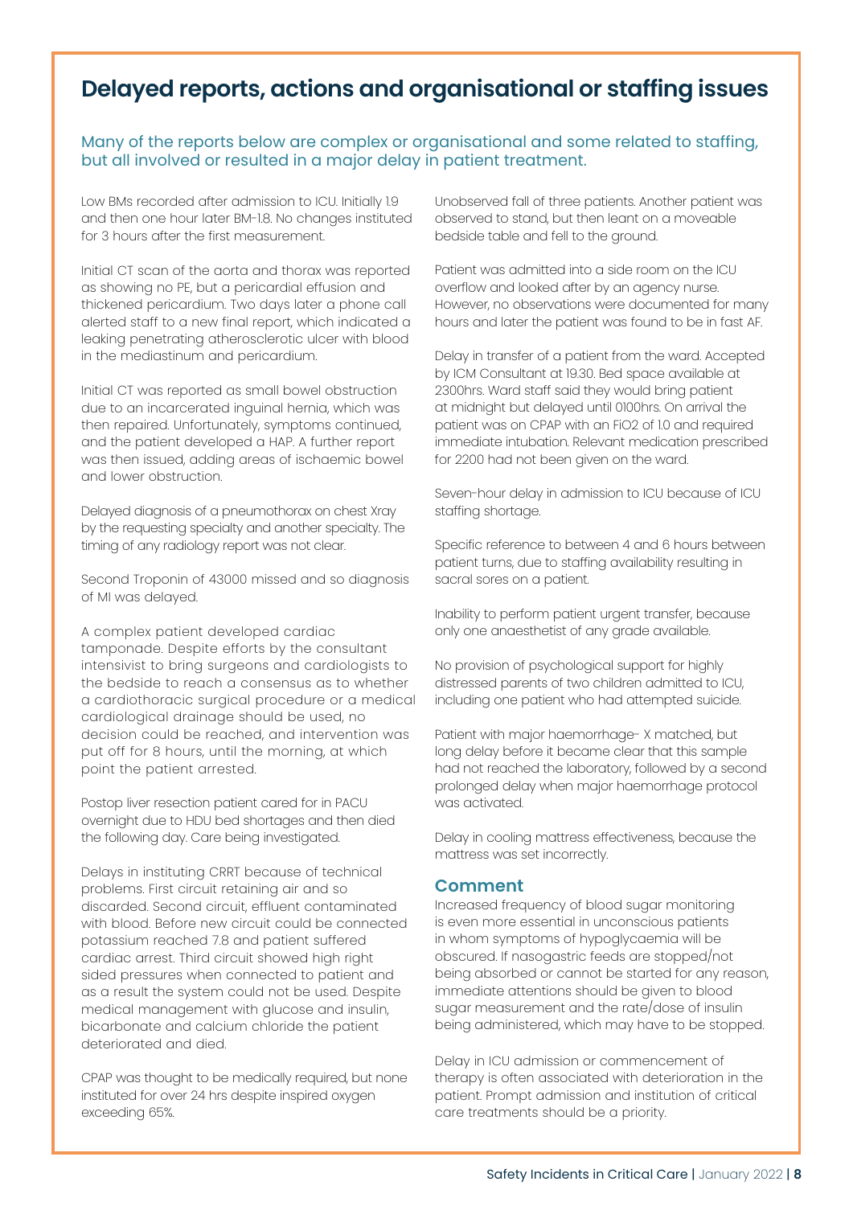# Delayed reports, actions and organisational or staffing issues

Many of the reports below are complex or organisational and some related to staffing, but all involved or resulted in a major delay in patient treatment.

Low BMs recorded after admission to ICU. Initially 1.9 and then one hour later BM-1.8. No changes instituted for 3 hours after the first measurement.

Initial CT scan of the aorta and thorax was reported as showing no PE, but a pericardial effusion and thickened pericardium. Two days later a phone call alerted staff to a new final report, which indicated a leaking penetrating atherosclerotic ulcer with blood in the mediastinum and pericardium.

Initial CT was reported as small bowel obstruction due to an incarcerated inguinal hernia, which was then repaired. Unfortunately, symptoms continued, and the patient developed a HAP. A further report was then issued, adding areas of ischaemic bowel and lower obstruction.

Delayed diagnosis of a pneumothorax on chest Xray by the requesting specialty and another specialty. The timing of any radiology report was not clear.

Second Troponin of 43000 missed and so diagnosis of MI was delayed.

A complex patient developed cardiac tamponade. Despite efforts by the consultant intensivist to bring surgeons and cardiologists to the bedside to reach a consensus as to whether a cardiothoracic surgical procedure or a medical cardiological drainage should be used, no decision could be reached, and intervention was put off for 8 hours, until the morning, at which point the patient arrested.

Postop liver resection patient cared for in PACU overnight due to HDU bed shortages and then died the following day. Care being investigated.

Delays in instituting CRRT because of technical problems. First circuit retaining air and so discarded. Second circuit, effluent contaminated with blood. Before new circuit could be connected potassium reached 7.8 and patient suffered cardiac arrest. Third circuit showed high right sided pressures when connected to patient and as a result the system could not be used. Despite medical management with glucose and insulin, bicarbonate and calcium chloride the patient deteriorated and died.

CPAP was thought to be medically required, but none instituted for over 24 hrs despite inspired oxygen exceeding 65%.

Unobserved fall of three patients. Another patient was observed to stand, but then leant on a moveable bedside table and fell to the ground.

Patient was admitted into a side room on the ICU overflow and looked after by an agency nurse. However, no observations were documented for many hours and later the patient was found to be in fast AF.

Delay in transfer of a patient from the ward. Accepted by ICM Consultant at 19.30. Bed space available at 2300hrs. Ward staff said they would bring patient at midnight but delayed until 0100hrs. On arrival the patient was on CPAP with an FiO2 of 1.0 and required immediate intubation. Relevant medication prescribed for 2200 had not been given on the ward.

Seven-hour delay in admission to ICU because of ICU staffing shortage.

Specific reference to between 4 and 6 hours between patient turns, due to staffing availability resulting in sacral sores on a patient.

Inability to perform patient urgent transfer, because only one anaesthetist of any grade available.

No provision of psychological support for highly distressed parents of two children admitted to ICU, including one patient who had attempted suicide.

Patient with major haemorrhage- X matched, but long delay before it became clear that this sample had not reached the laboratory, followed by a second prolonged delay when major haemorrhage protocol was activated.

Delay in cooling mattress effectiveness, because the mattress was set incorrectly.

## Comment

Increased frequency of blood sugar monitoring is even more essential in unconscious patients in whom symptoms of hypoglycaemia will be obscured. If nasogastric feeds are stopped/not being absorbed or cannot be started for any reason, immediate attentions should be given to blood sugar measurement and the rate/dose of insulin being administered, which may have to be stopped.

Delay in ICU admission or commencement of therapy is often associated with deterioration in the patient. Prompt admission and institution of critical care treatments should be a priority.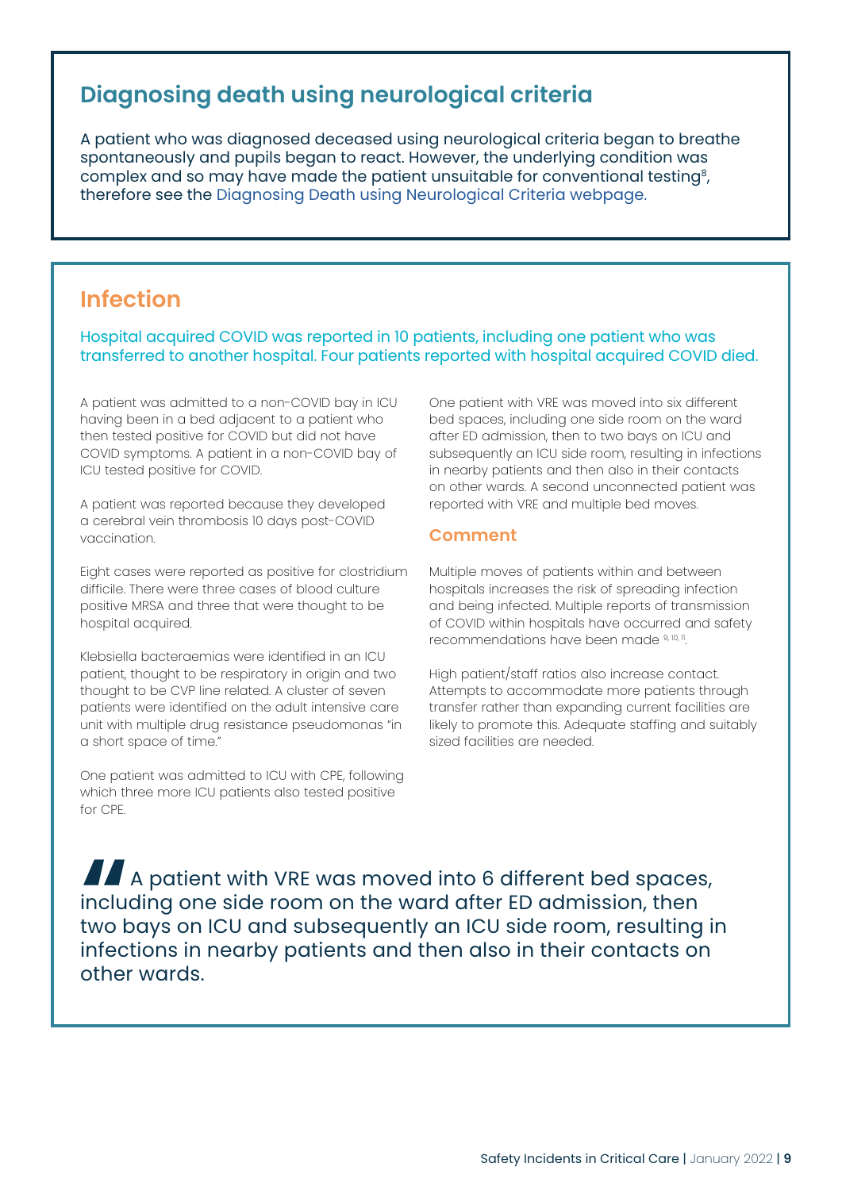## Diagnosing death using neurological criteria

A patient who was diagnosed deceased using neurological criteria began to breathe spontaneously and pupils began to react. However, the underlying condition was complex and so may have made the patient unsuitable for conventional testing[8], therefore see the Diagnosing Death using Neurological Criteria webpage.

## Infection

Hospital acquired COVID was reported in 10 patients, including one patient who was transferred to another hospital. Four patients reported with hospital acquired COVID died.

A patient was admitted to a non-COVID bay in ICU having been in a bed adjacent to a patient who then tested positive for COVID but did not have COVID symptoms. A patient in a non-COVID bay of ICU tested positive for COVID.

A patient was reported because they developed a cerebral vein thrombosis 10 days post-COVID vaccination.

Eight cases were reported as positive for clostridium difficile. There were three cases of blood culture positive MRSA and three that were thought to be hospital acquired.

Klebsiella bacteraemias were identified in an ICU patient, thought to be respiratory in origin and two thought to be CVP line related. A cluster of seven patients were identified on the adult intensive care unit with multiple drug resistance pseudomonas "in a short space of time."

One patient was admitted to ICU with CPE, following which three more ICU patients also tested positive for CPE.

One patient with VRE was moved into six different bed spaces, including one side room on the ward after ED admission, then to two bays on ICU and subsequently an ICU side room, resulting in infections in nearby patients and then also in their contacts on other wards. A second unconnected patient was reported with VRE and multiple bed moves.

### Comment

Multiple moves of patients within and between hospitals increases the risk of spreading infection and being infected. Multiple reports of transmission of COVID within hospitals have occurred and safety recommendations have been made [9, 10, 11].

High patient/staff ratios also increase contact. Attempts to accommodate more patients through transfer rather than expanding current facilities are likely to promote this. Adequate staffing and suitably sized facilities are needed.

> A patient with VRE was moved into 6 different bed spaces, including one side room on the ward after ED admission, then two bays on ICU and subsequently an ICU side room, resulting in infections in nearby patients and then also in their contacts on other wards.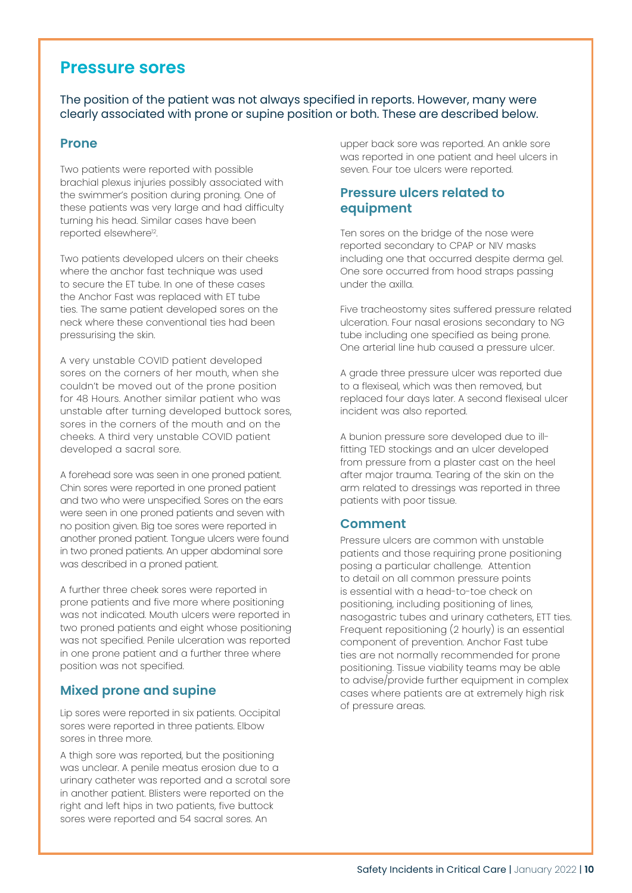## Pressure sores

The position of the patient was not always specified in reports. However, many were clearly associated with prone or supine position or both. These are described below.

### Prone

Two patients were reported with possible brachial plexus injuries possibly associated with the swimmer's position during proning. One of these patients was very large and had difficulty turning his head. Similar cases have been reported elsewhere[12].

Two patients developed ulcers on their cheeks where the anchor fast technique was used to secure the ET tube. In one of these cases the Anchor Fast was replaced with ET tube ties. The same patient developed sores on the neck where these conventional ties had been pressurising the skin.

A very unstable COVID patient developed sores on the corners of her mouth, when she couldn't be moved out of the prone position for 48 Hours. Another similar patient who was unstable after turning developed buttock sores, sores in the corners of the mouth and on the cheeks. A third very unstable COVID patient developed a sacral sore.

A forehead sore was seen in one proned patient. Chin sores were reported in one proned patient and two who were unspecified. Sores on the ears were seen in one proned patients and seven with no position given. Big toe sores were reported in another proned patient. Tongue ulcers were found in two proned patients. An upper abdominal sore was described in a proned patient.

A further three cheek sores were reported in prone patients and five more where positioning was not indicated. Mouth ulcers were reported in two proned patients and eight whose positioning was not specified. Penile ulceration was reported in one prone patient and a further three where position was not specified.

### Mixed prone and supine

Lip sores were reported in six patients. Occipital sores were reported in three patients. Elbow sores in three more.

A thigh sore was reported, but the positioning was unclear. A penile meatus erosion due to a urinary catheter was reported and a scrotal sore in another patient. Blisters were reported on the right and left hips in two patients, five buttock sores were reported and 54 sacral sores. An upper back sore was reported. An ankle sore was reported in one patient and heel ulcers in seven. Four toe ulcers were reported.

### Pressure ulcers related to equipment

Ten sores on the bridge of the nose were reported secondary to CPAP or NIV masks including one that occurred despite derma gel. One sore occurred from hood straps passing under the axilla.

Five tracheostomy sites suffered pressure related ulceration. Four nasal erosions secondary to NG tube including one specified as being prone. One arterial line hub caused a pressure ulcer.

A grade three pressure ulcer was reported due to a flexiseal, which was then removed, but replaced four days later. A second flexiseal ulcer incident was also reported.

A bunion pressure sore developed due to ill-fitting TED stockings and an ulcer developed from pressure from a plaster cast on the heel after major trauma. Tearing of the skin on the arm related to dressings was reported in three patients with poor tissue.

### Comment

Pressure ulcers are common with unstable patients and those requiring prone positioning posing a particular challenge. Attention to detail on all common pressure points is essential with a head-to-toe check on positioning, including positioning of lines, nasogastric tubes and urinary catheters, ETT ties. Frequent repositioning (2 hourly) is an essential component of prevention. Anchor Fast tube ties are not normally recommended for prone positioning. Tissue viability teams may be able to advise/provide further equipment in complex cases where patients are at extremely high risk of pressure areas.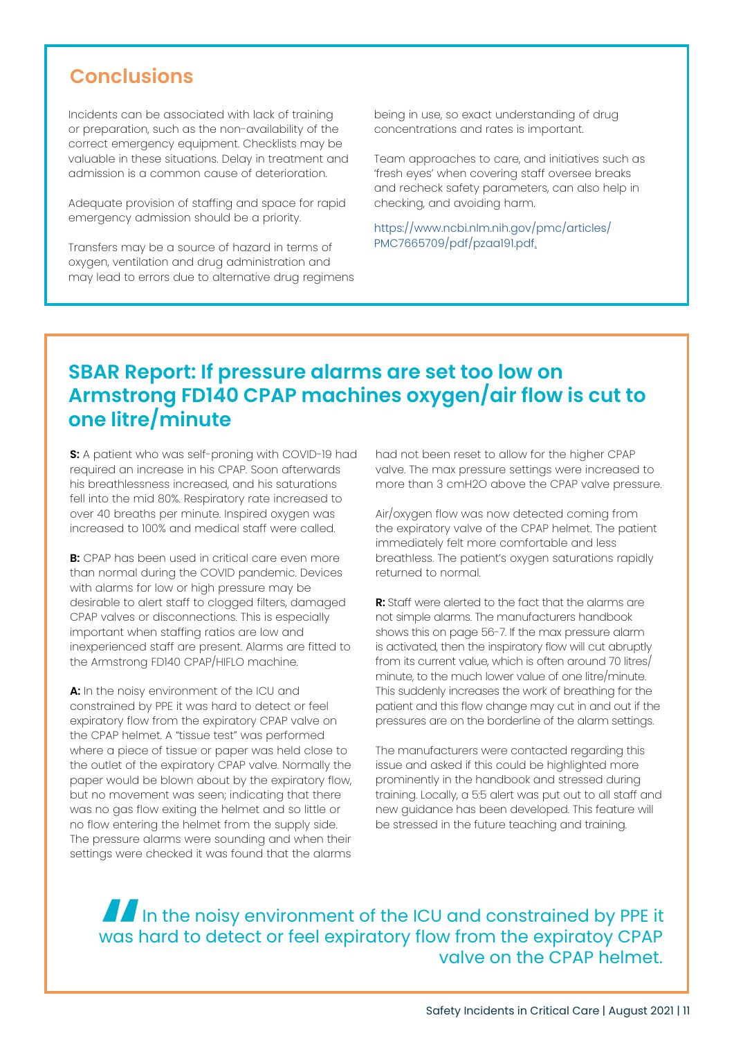## Conclusions

Incidents can be associated with lack of training or preparation, such as the non-availability of the correct emergency equipment. Checklists may be valuable in these situations. Delay in treatment and admission is a common cause of deterioration.

Adequate provision of staffing and space for rapid emergency admission should be a priority.

Transfers may be a source of hazard in terms of oxygen, ventilation and drug administration and may lead to errors due to alternative drug regimens being in use, so exact understanding of drug concentrations and rates is important.

Team approaches to care, and initiatives such as 'fresh eyes' when covering staff oversee breaks and recheck safety parameters, can also help in checking, and avoiding harm.

https://www.ncbi.nlm.nih.gov/pmc/articles/PMC7665709/pdf/pzaa191.pdf.

## SBAR Report: If pressure alarms are set too low on Armstrong FD140 CPAP machines oxygen/air flow is cut to one litre/minute

**S:** A patient who was self-proning with COVID-19 had required an increase in his CPAP. Soon afterwards his breathlessness increased, and his saturations fell into the mid 80%. Respiratory rate increased to over 40 breaths per minute. Inspired oxygen was increased to 100% and medical staff were called.

**B:** CPAP has been used in critical care even more than normal during the COVID pandemic. Devices with alarms for low or high pressure may be desirable to alert staff to clogged filters, damaged CPAP valves or disconnections. This is especially important when staffing ratios are low and inexperienced staff are present. Alarms are fitted to the Armstrong FD140 CPAP/HIFLO machine.

**A:** In the noisy environment of the ICU and constrained by PPE it was hard to detect or feel expiratory flow from the expiratory CPAP valve on the CPAP helmet. A "tissue test" was performed where a piece of tissue or paper was held close to the outlet of the expiratory CPAP valve. Normally the paper would be blown about by the expiratory flow, but no movement was seen; indicating that there was no gas flow exiting the helmet and so little or no flow entering the helmet from the supply side. The pressure alarms were sounding and when their settings were checked it was found that the alarms had not been reset to allow for the higher CPAP valve. The max pressure settings were increased to more than 3 cmH2O above the CPAP valve pressure.

Air/oxygen flow was now detected coming from the expiratory valve of the CPAP helmet. The patient immediately felt more comfortable and less breathless. The patient's oxygen saturations rapidly returned to normal.

**R:** Staff were alerted to the fact that the alarms are not simple alarms. The manufacturers handbook shows this on page 56-7. If the max pressure alarm is activated, then the inspiratory flow will cut abruptly from its current value, which is often around 70 litres/minute, to the much lower value of one litre/minute. This suddenly increases the work of breathing for the patient and this flow change may cut in and out if the pressures are on the borderline of the alarm settings.

The manufacturers were contacted regarding this issue and asked if this could be highlighted more prominently in the handbook and stressed during training. Locally, a 5:5 alert was put out to all staff and new guidance has been developed. This feature will be stressed in the future teaching and training.

> In the noisy environment of the ICU and constrained by PPE it was hard to detect or feel expiratory flow from the expiratoy CPAP valve on the CPAP helmet.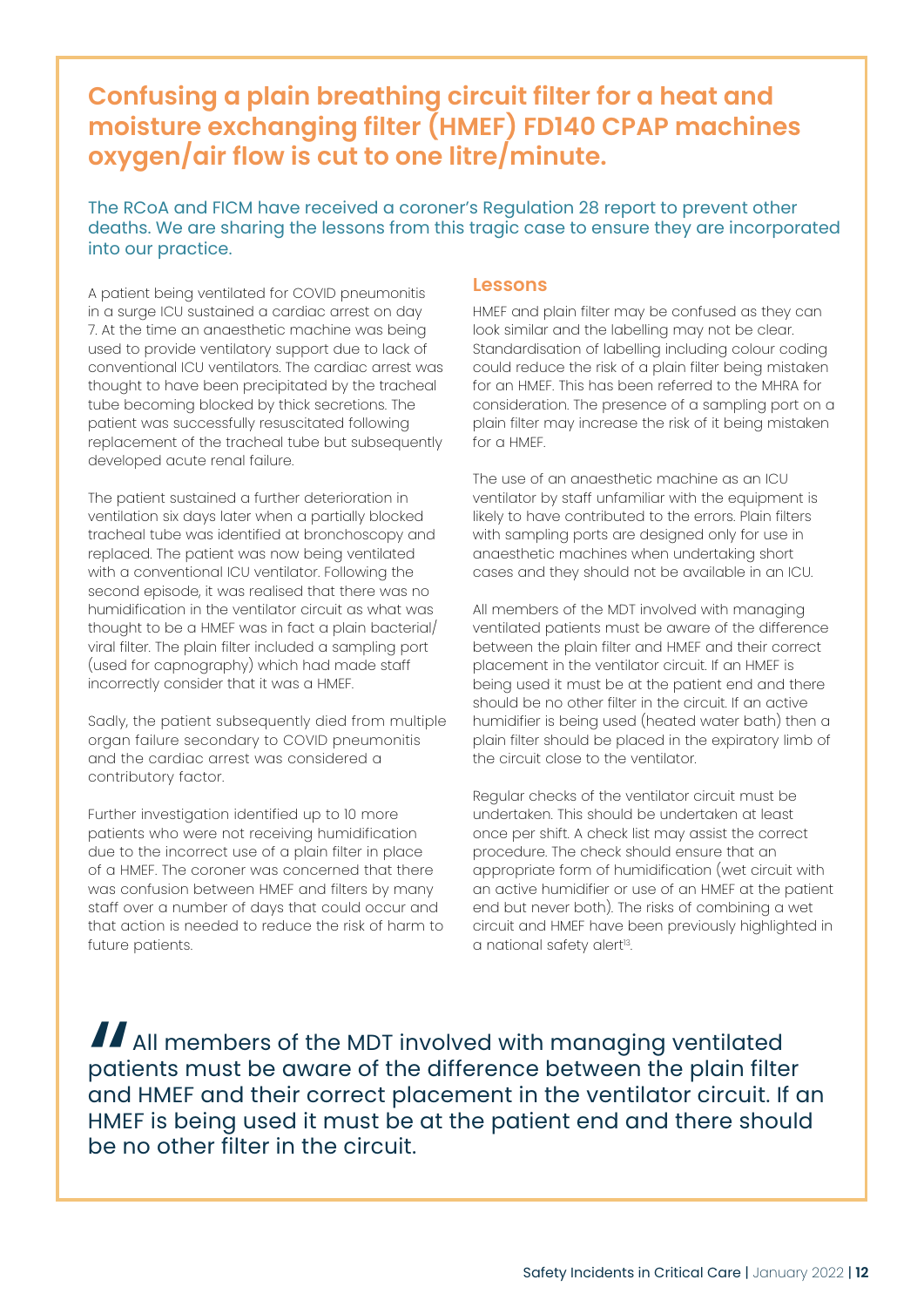# Confusing a plain breathing circuit filter for a heat and moisture exchanging filter (HMEF) FD140 CPAP machines oxygen/air flow is cut to one litre/minute.

The RCoA and FICM have received a coroner's Regulation 28 report to prevent other deaths. We are sharing the lessons from this tragic case to ensure they are incorporated into our practice.

A patient being ventilated for COVID pneumonitis in a surge ICU sustained a cardiac arrest on day 7. At the time an anaesthetic machine was being used to provide ventilatory support due to lack of conventional ICU ventilators. The cardiac arrest was thought to have been precipitated by the tracheal tube becoming blocked by thick secretions. The patient was successfully resuscitated following replacement of the tracheal tube but subsequently developed acute renal failure.

The patient sustained a further deterioration in ventilation six days later when a partially blocked tracheal tube was identified at bronchoscopy and replaced. The patient was now being ventilated with a conventional ICU ventilator. Following the second episode, it was realised that there was no humidification in the ventilator circuit as what was thought to be a HMEF was in fact a plain bacterial/viral filter. The plain filter included a sampling port (used for capnography) which had made staff incorrectly consider that it was a HMEF.

Sadly, the patient subsequently died from multiple organ failure secondary to COVID pneumonitis and the cardiac arrest was considered a contributory factor.

Further investigation identified up to 10 more patients who were not receiving humidification due to the incorrect use of a plain filter in place of a HMEF. The coroner was concerned that there was confusion between HMEF and filters by many staff over a number of days that could occur and that action is needed to reduce the risk of harm to future patients.

## Lessons

HMEF and plain filter may be confused as they can look similar and the labelling may not be clear. Standardisation of labelling including colour coding could reduce the risk of a plain filter being mistaken for an HMEF. This has been referred to the MHRA for consideration. The presence of a sampling port on a plain filter may increase the risk of it being mistaken for a HMEF.

The use of an anaesthetic machine as an ICU ventilator by staff unfamiliar with the equipment is likely to have contributed to the errors. Plain filters with sampling ports are designed only for use in anaesthetic machines when undertaking short cases and they should not be available in an ICU.

All members of the MDT involved with managing ventilated patients must be aware of the difference between the plain filter and HMEF and their correct placement in the ventilator circuit. If an HMEF is being used it must be at the patient end and there should be no other filter in the circuit. If an active humidifier is being used (heated water bath) then a plain filter should be placed in the expiratory limb of the circuit close to the ventilator.

Regular checks of the ventilator circuit must be undertaken. This should be undertaken at least once per shift. A check list may assist the correct procedure. The check should ensure that an appropriate form of humidification (wet circuit with an active humidifier or use of an HMEF at the patient end but never both). The risks of combining a wet circuit and HMEF have been previously highlighted in a national safety alert[13].

> All members of the MDT involved with managing ventilated patients must be aware of the difference between the plain filter and HMEF and their correct placement in the ventilator circuit. If an HMEF is being used it must be at the patient end and there should be no other filter in the circuit.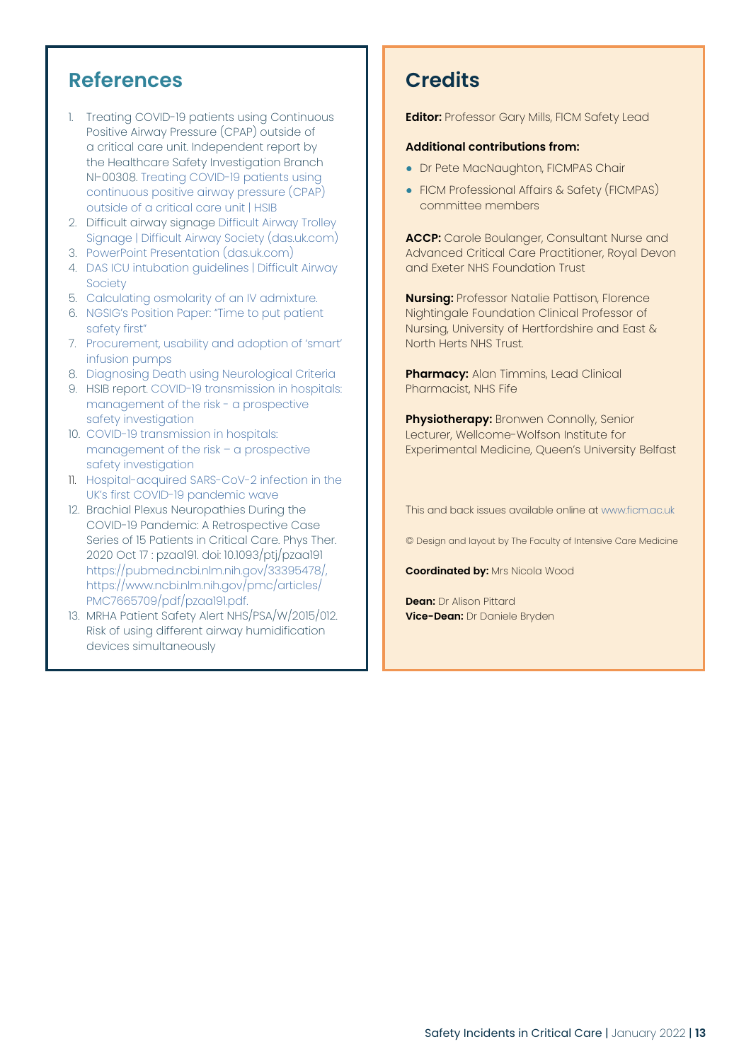## References

1. Treating COVID-19 patients using Continuous Positive Airway Pressure (CPAP) outside of a critical care unit. Independent report by the Healthcare Safety Investigation Branch NI-00308. Treating COVID-19 patients using continuous positive airway pressure (CPAP) outside of a critical care unit | HSIB
2. Difficult airway signage Difficult Airway Trolley Signage | Difficult Airway Society (das.uk.com)
3. PowerPoint Presentation (das.uk.com)
4. DAS ICU intubation guidelines | Difficult Airway Society
5. Calculating osmolarity of an IV admixture.
6. NGSIG's Position Paper: "Time to put patient safety first"
7. Procurement, usability and adoption of 'smart' infusion pumps
8. Diagnosing Death using Neurological Criteria
9. HSIB report. COVID-19 transmission in hospitals: management of the risk - a prospective safety investigation
10. COVID-19 transmission in hospitals: management of the risk – a prospective safety investigation
11. Hospital-acquired SARS-CoV-2 infection in the UK's first COVID-19 pandemic wave
12. Brachial Plexus Neuropathies During the COVID-19 Pandemic: A Retrospective Case Series of 15 Patients in Critical Care. Phys Ther. 2020 Oct 17 : pzaa191. doi: 10.1093/ptj/pzaa191 https://pubmed.ncbi.nlm.nih.gov/33395478/, https://www.ncbi.nlm.nih.gov/pmc/articles/PMC7665709/pdf/pzaa191.pdf.
13. MRHA Patient Safety Alert NHS/PSA/W/2015/012. Risk of using different airway humidification devices simultaneously

## Credits

**Editor:** Professor Gary Mills, FICM Safety Lead

**Additional contributions from:**

- Dr Pete MacNaughton, FICMPAS Chair
- FICM Professional Affairs & Safety (FICMPAS) committee members

**ACCP:** Carole Boulanger, Consultant Nurse and Advanced Critical Care Practitioner, Royal Devon and Exeter NHS Foundation Trust

**Nursing:** Professor Natalie Pattison, Florence Nightingale Foundation Clinical Professor of Nursing, University of Hertfordshire and East & North Herts NHS Trust.

**Pharmacy:** Alan Timmins, Lead Clinical Pharmacist, NHS Fife

**Physiotherapy:** Bronwen Connolly, Senior Lecturer, Wellcome-Wolfson Institute for Experimental Medicine, Queen's University Belfast

This and back issues available online at www.ficm.ac.uk

© Design and layout by The Faculty of Intensive Care Medicine

**Coordinated by:** Mrs Nicola Wood

**Dean:** Dr Alison Pittard
**Vice-Dean:** Dr Daniele Bryden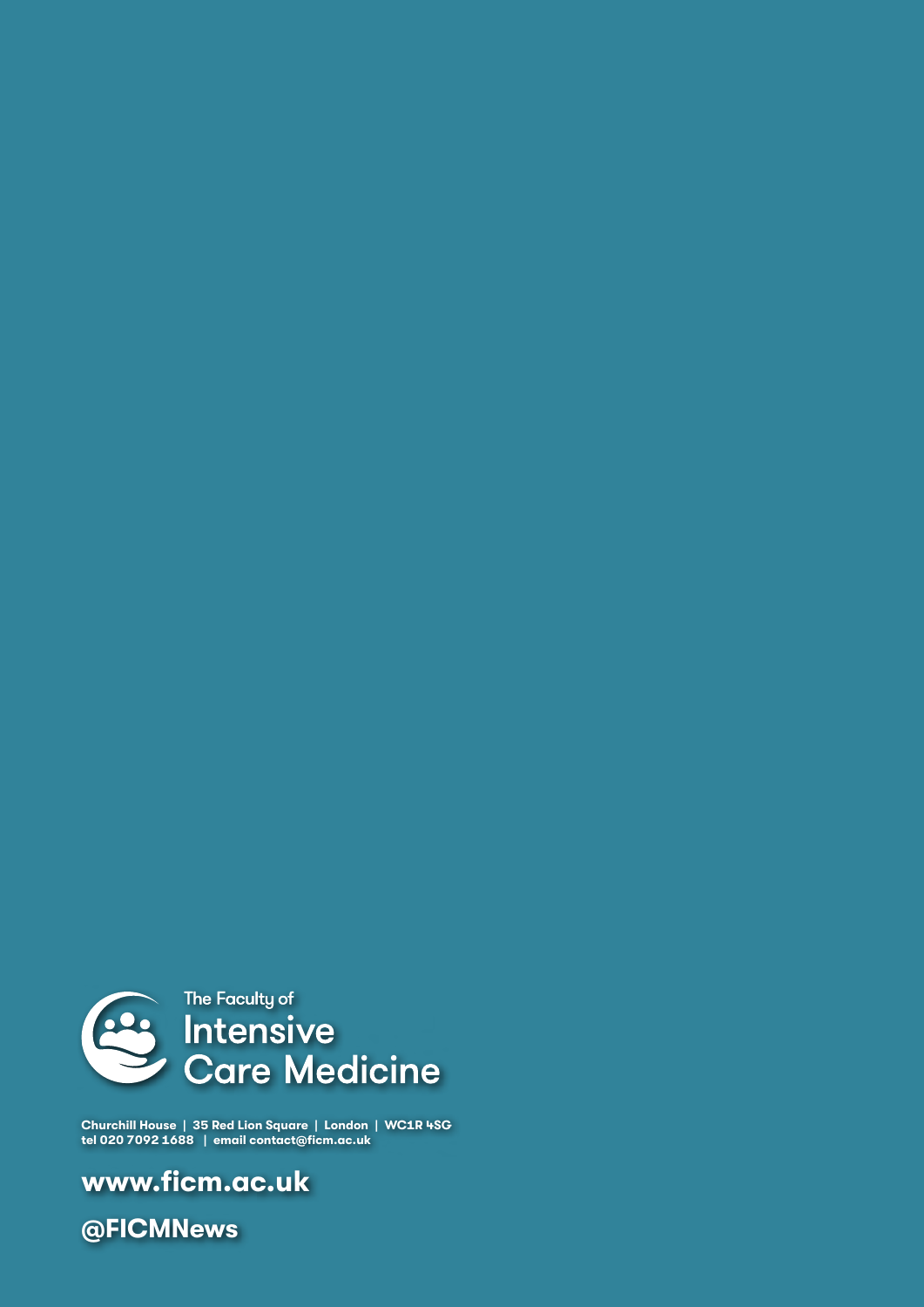The Faculty of
Intensive
Care Medicine

Churchill House | 35 Red Lion Square | London | WC1R 4SG
tel 020 7092 1688 | email contact@ficm.ac.uk

**www.ficm.ac.uk**

**@FICMNews**